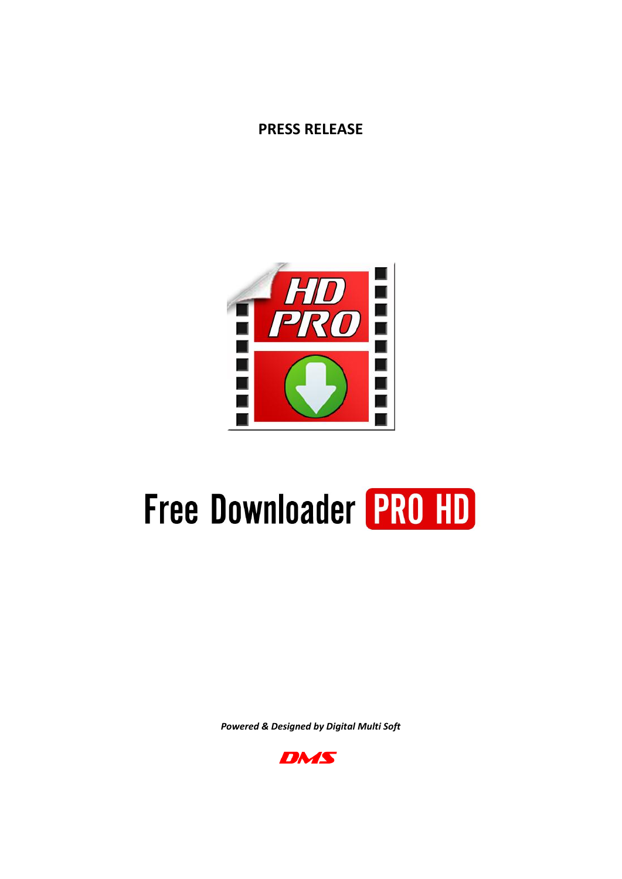**PRESS RELEASE**

# Free Downloader PRO HD

***Powered & Designed by Digital Multi Soft***

DMS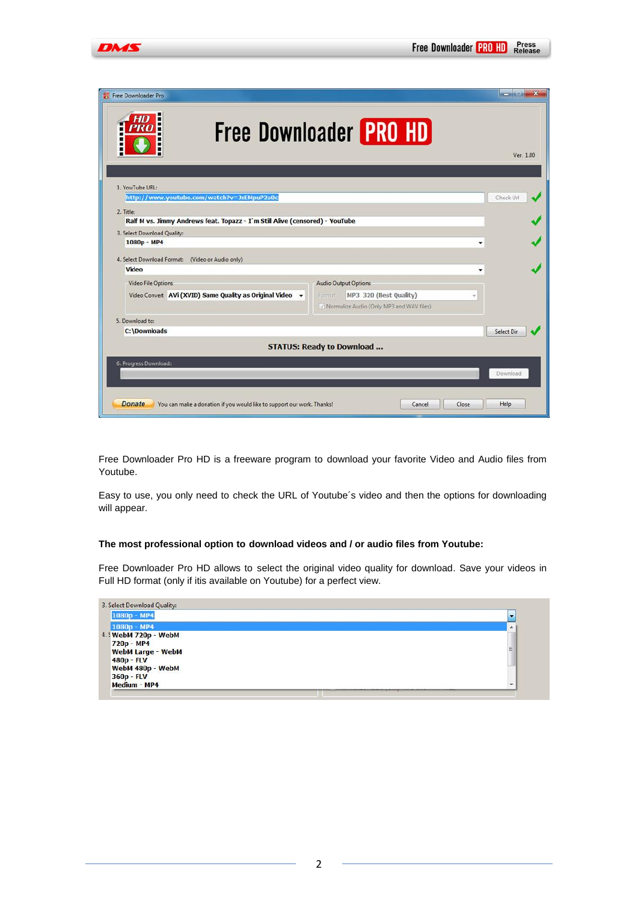Free Downloader Pro HD is a freeware program to download your favorite Video and Audio files from Youtube.

Easy to use, you only need to check the URL of Youtube´s video and then the options for downloading will appear.

**The most professional option to download videos and / or audio files from Youtube:**

Free Downloader Pro HD allows to select the original video quality for download. Save your videos in Full HD format (only if itis available on Youtube) for a perfect view.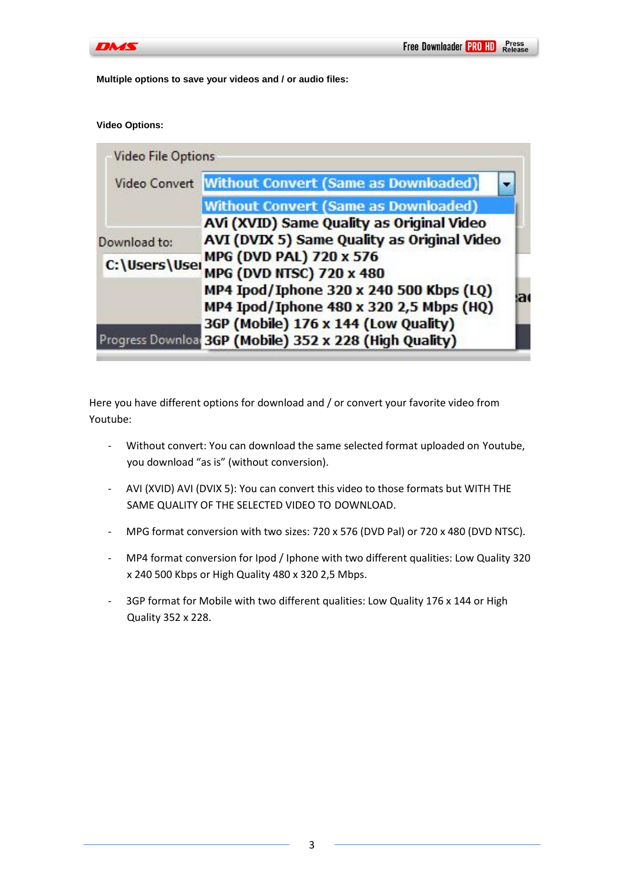**Multiple options to save your videos and / or audio files:**

**Video Options:**

Here you have different options for download and / or convert your favorite video from Youtube:

- Without convert: You can download the same selected format uploaded on Youtube, you download “as is” (without conversion).
- AVI (XVID) AVI (DVIX 5): You can convert this video to those formats but WITH THE SAME QUALITY OF THE SELECTED VIDEO TO DOWNLOAD.
- MPG format conversion with two sizes: 720 x 576 (DVD Pal) or 720 x 480 (DVD NTSC).
- MP4 format conversion for Ipod / Iphone with two different qualities: Low Quality 320 x 240 500 Kbps or High Quality 480 x 320 2,5 Mbps.
- 3GP format for Mobile with two different qualities: Low Quality 176 x 144 or High Quality 352 x 228.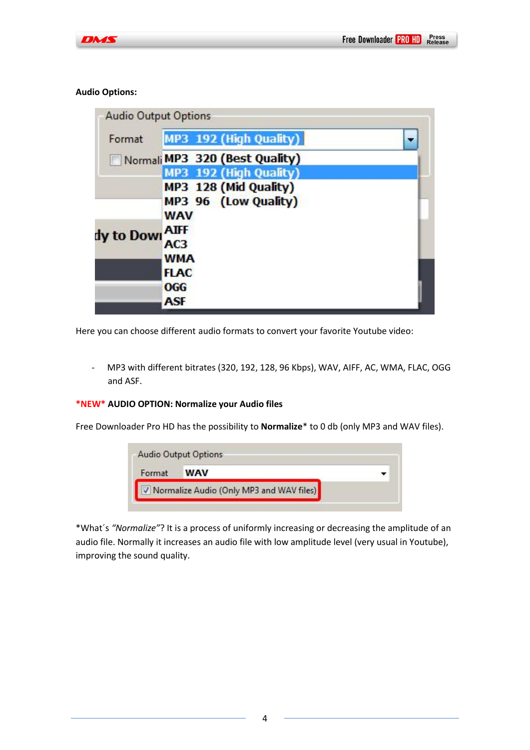**Audio Options:**

Here you can choose different audio formats to convert your favorite Youtube video:

- MP3 with different bitrates (320, 192, 128, 96 Kbps), WAV, AIFF, AC, WMA, FLAC, OGG and ASF.

**\*NEW\* AUDIO OPTION: Normalize your Audio files**

Free Downloader Pro HD has the possibility to **Normalize*** to 0 db (only MP3 and WAV files).

*What´s *"Normalize"*? It is a process of uniformly increasing or decreasing the amplitude of an audio file. Normally it increases an audio file with low amplitude level (very usual in Youtube), improving the sound quality.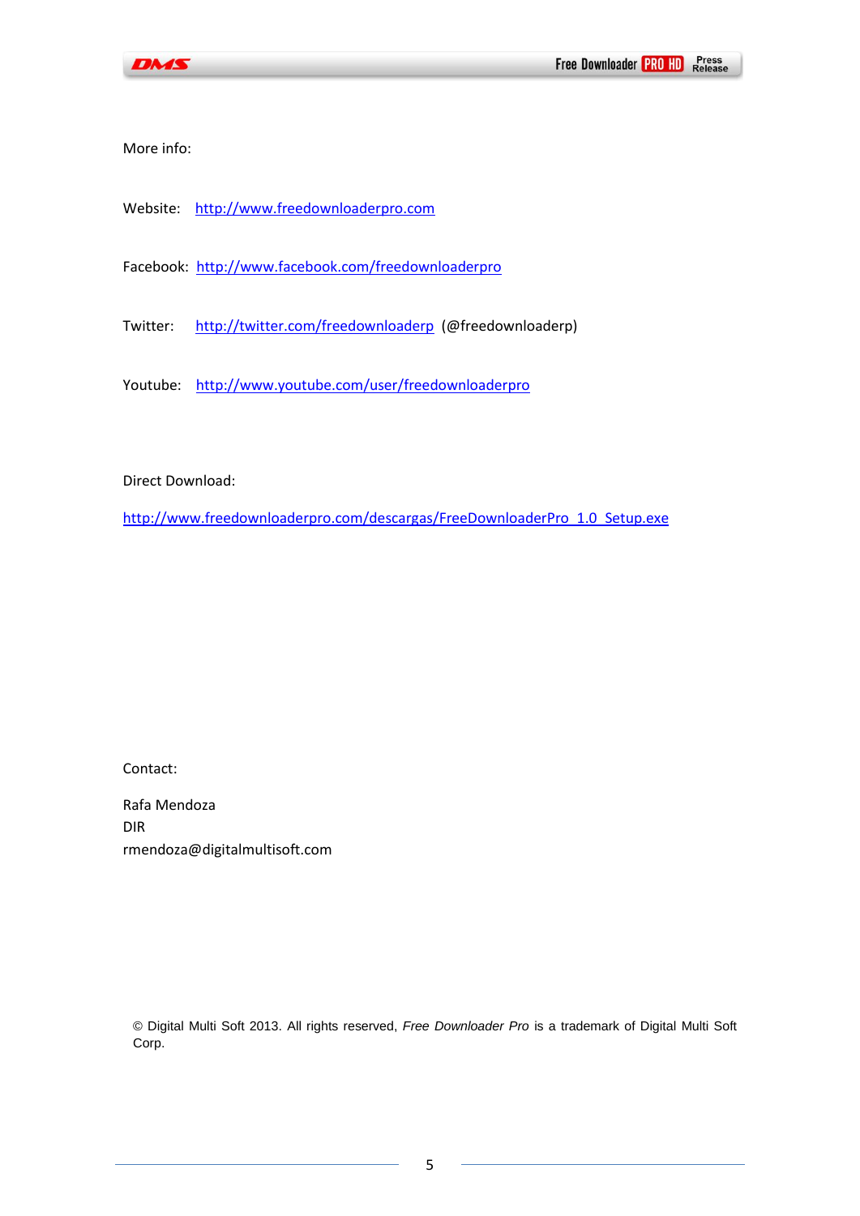More info:

Website: http://www.freedownloaderpro.com

Facebook: http://www.facebook.com/freedownloaderpro

Twitter: http://twitter.com/freedownloaderp (@freedownloaderp)

Youtube: http://www.youtube.com/user/freedownloaderpro

Direct Download:

http://www.freedownloaderpro.com/descargas/FreeDownloaderPro_1.0_Setup.exe

Contact:

Rafa Mendoza
DIR
rmendoza@digitalmultisoft.com

© Digital Multi Soft 2013. All rights reserved, *Free Downloader Pro* is a trademark of Digital Multi Soft Corp.